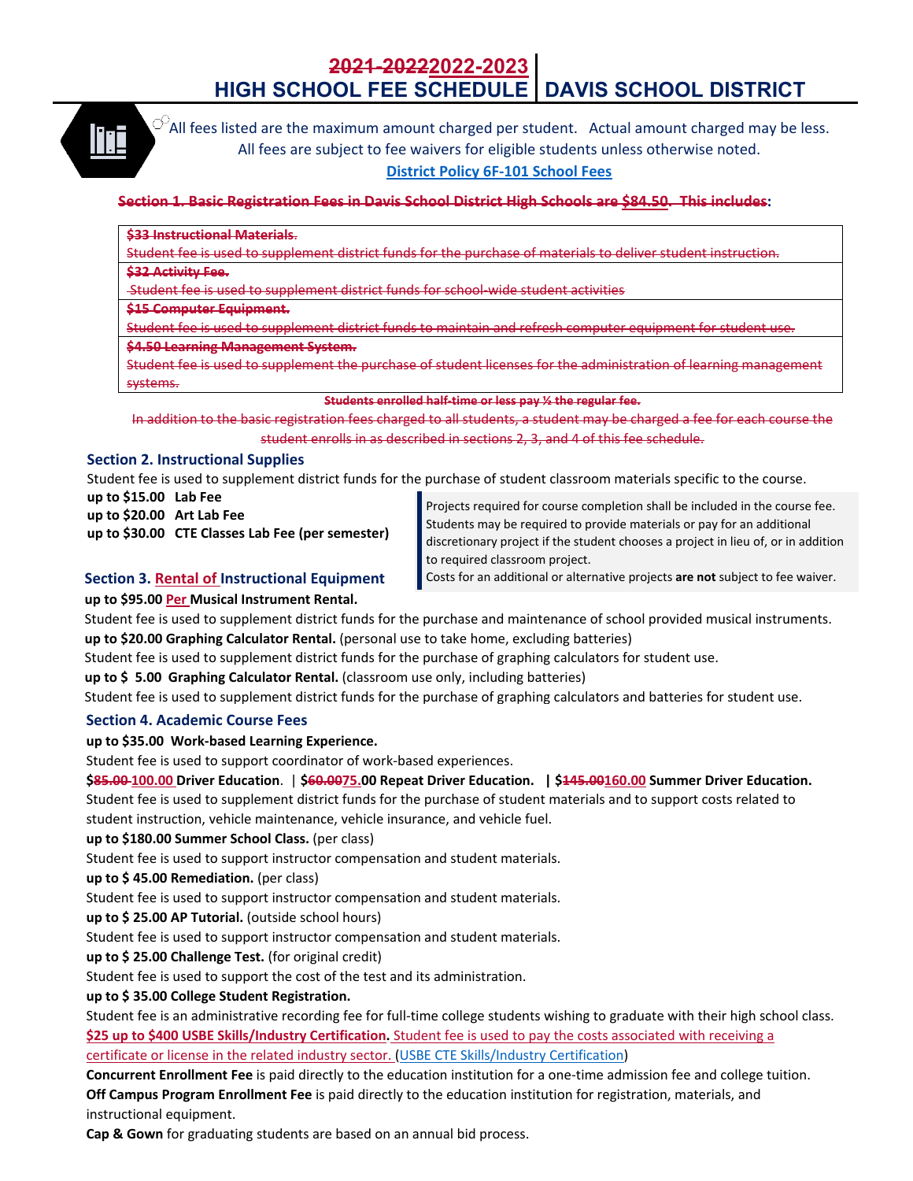# ~~2021-2022~~2022-2023 HIGH SCHOOL FEE SCHEDULE | DAVIS SCHOOL DISTRICT

All fees listed are the maximum amount charged per student. Actual amount charged may be less.
All fees are subject to fee waivers for eligible students unless otherwise noted.
[District Policy 6F-101 School Fees](#)

~~**Section 1. Basic Registration Fees in Davis School District High Schools are $84.50. This includes**~~:

| |
|---|
| ~~**$33 Instructional Materials.**~~<br>~~Student fee is used to supplement district funds for the purchase of materials to deliver student instruction.~~ |
| ~~**$32 Activity Fee.**~~<br>~~Student fee is used to supplement district funds for school-wide student activities~~ |
| ~~**$15 Computer Equipment.**~~<br>~~Student fee is used to supplement district funds to maintain and refresh computer equipment for student use.~~ |
| ~~**$4.50 Learning Management System.**~~<br>~~Student fee is used to supplement the purchase of student licenses for the administration of learning management systems.~~ |

~~**Students enrolled half-time or less pay ½ the regular fee.**~~

~~In addition to the basic registration fees charged to all students, a student may be charged a fee for each course the student enrolls in as described in sections 2, 3, and 4 of this fee schedule.~~

## Section 2. Instructional Supplies

Student fee is used to supplement district funds for the purchase of student classroom materials specific to the course.

**up to $15.00 Lab Fee**
**up to $20.00 Art Lab Fee**
**up to $30.00 CTE Classes Lab Fee (per semester)**

> Projects required for course completion shall be included in the course fee. Students may be required to provide materials or pay for an additional discretionary project if the student chooses a project in lieu of, or in addition to required classroom project.
> Costs for an additional or alternative projects **are not** subject to fee waiver.

## Section 3. Rental of Instructional Equipment

**up to $95.00 Per Musical Instrument Rental.**
Student fee is used to supplement district funds for the purchase and maintenance of school provided musical instruments.

**up to $20.00 Graphing Calculator Rental.** (personal use to take home, excluding batteries)
Student fee is used to supplement district funds for the purchase of graphing calculators for student use.

**up to $ 5.00 Graphing Calculator Rental.** (classroom use only, including batteries)
Student fee is used to supplement district funds for the purchase of graphing calculators and batteries for student use.

## Section 4. Academic Course Fees

**up to $35.00 Work-based Learning Experience.**
Student fee is used to support coordinator of work-based experiences.

**$~~85.00~~ 100.00 Driver Education**. | **$~~60.00~~75.00 Repeat Driver Education.** | **$~~145.00~~160.00 Summer Driver Education.**
Student fee is used to supplement district funds for the purchase of student materials and to support costs related to student instruction, vehicle maintenance, vehicle insurance, and vehicle fuel.

**up to $180.00 Summer School Class.** (per class)
Student fee is used to support instructor compensation and student materials.

**up to $ 45.00 Remediation.** (per class)
Student fee is used to support instructor compensation and student materials.

**up to $ 25.00 AP Tutorial.** (outside school hours)
Student fee is used to support instructor compensation and student materials.

**up to $ 25.00 Challenge Test.** (for original credit)
Student fee is used to support the cost of the test and its administration.

**up to $ 35.00 College Student Registration.**
Student fee is an administrative recording fee for full-time college students wishing to graduate with their high school class.

**$25 up to $400 USBE Skills/Industry Certification.** Student fee is used to pay the costs associated with receiving a certificate or license in the related industry sector. ([USBE CTE Skills/Industry Certification](#))

**Concurrent Enrollment Fee** is paid directly to the education institution for a one-time admission fee and college tuition.

**Off Campus Program Enrollment Fee** is paid directly to the education institution for registration, materials, and instructional equipment.

**Cap & Gown** for graduating students are based on an annual bid process.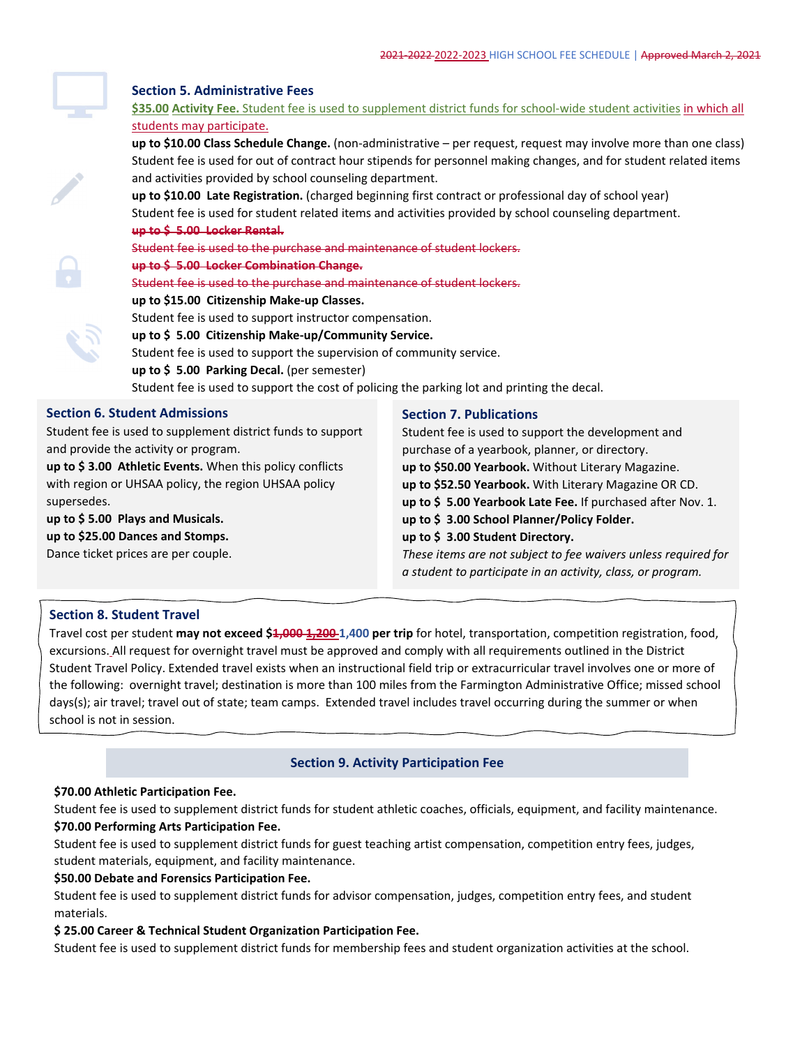## Section 5. Administrative Fees

**$35.00 Activity Fee.** Student fee is used to supplement district funds for school-wide student activities in which all students may participate.

**up to $10.00 Class Schedule Change.** (non-administrative – per request, request may involve more than one class) Student fee is used for out of contract hour stipends for personnel making changes, and for student related items and activities provided by school counseling department.

**up to $10.00 Late Registration.** (charged beginning first contract or professional day of school year) Student fee is used for student related items and activities provided by school counseling department.

~~**up to $ 5.00 Locker Rental.**~~

~~Student fee is used to the purchase and maintenance of student lockers.~~

~~**up to $ 5.00 Locker Combination Change.**~~

~~Student fee is used to the purchase and maintenance of student lockers.~~

**up to $15.00 Citizenship Make-up Classes.**

Student fee is used to support instructor compensation.

**up to $ 5.00 Citizenship Make-up/Community Service.**

Student fee is used to support the supervision of community service.

**up to $ 5.00 Parking Decal.** (per semester)

Student fee is used to support the cost of policing the parking lot and printing the decal.

## Section 6. Student Admissions

Student fee is used to supplement district funds to support and provide the activity or program.

**up to $ 3.00 Athletic Events.** When this policy conflicts with region or UHSAA policy, the region UHSAA policy supersedes.

**up to $ 5.00 Plays and Musicals.**

**up to $25.00 Dances and Stomps.**

Dance ticket prices are per couple.

## Section 7. Publications

Student fee is used to support the development and purchase of a yearbook, planner, or directory.

**up to $50.00 Yearbook.** Without Literary Magazine.

**up to $52.50 Yearbook.** With Literary Magazine OR CD.

**up to $ 5.00 Yearbook Late Fee.** If purchased after Nov. 1.

**up to $ 3.00 School Planner/Policy Folder.**

**up to $ 3.00 Student Directory.**

*These items are not subject to fee waivers unless required for a student to participate in an activity, class, or program.*

## Section 8. Student Travel

Travel cost per student **may not exceed $~~1,000~~ ~~1,200~~ 1,400 per trip** for hotel, transportation, competition registration, food, excursions. All request for overnight travel must be approved and comply with all requirements outlined in the District Student Travel Policy. Extended travel exists when an instructional field trip or extracurricular travel involves one or more of the following: overnight travel; destination is more than 100 miles from the Farmington Administrative Office; missed school days(s); air travel; travel out of state; team camps. Extended travel includes travel occurring during the summer or when school is not in session.

## Section 9. Activity Participation Fee

**$70.00 Athletic Participation Fee.**

Student fee is used to supplement district funds for student athletic coaches, officials, equipment, and facility maintenance.

**$70.00 Performing Arts Participation Fee.**

Student fee is used to supplement district funds for guest teaching artist compensation, competition entry fees, judges, student materials, equipment, and facility maintenance.

**$50.00 Debate and Forensics Participation Fee.**

Student fee is used to supplement district funds for advisor compensation, judges, competition entry fees, and student materials.

**$ 25.00 Career & Technical Student Organization Participation Fee.**

Student fee is used to supplement district funds for membership fees and student organization activities at the school.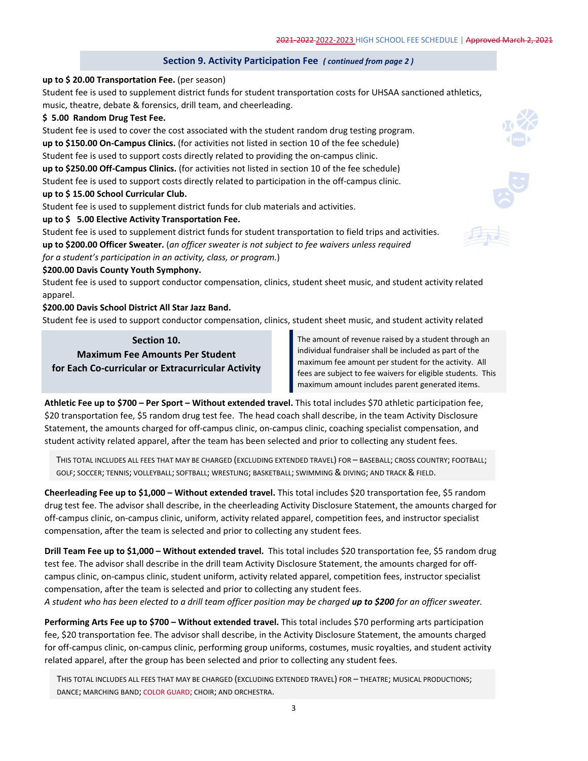## Section 9. Activity Participation Fee *( continued from page 2 )*

**up to $ 20.00 Transportation Fee.** (per season)
Student fee is used to supplement district funds for student transportation costs for UHSAA sanctioned athletics, music, theatre, debate & forensics, drill team, and cheerleading.

**$ 5.00 Random Drug Test Fee.**
Student fee is used to cover the cost associated with the student random drug testing program.

**up to $150.00 On-Campus Clinics.** (for activities not listed in section 10 of the fee schedule)
Student fee is used to support costs directly related to providing the on-campus clinic.

**up to $250.00 Off-Campus Clinics.** (for activities not listed in section 10 of the fee schedule)
Student fee is used to support costs directly related to participation in the off-campus clinic.

**up to $ 15.00 School Curricular Club.**
Student fee is used to supplement district funds for club materials and activities.

**up to $ 5.00 Elective Activity Transportation Fee.**
Student fee is used to supplement district funds for student transportation to field trips and activities.

**up to $200.00 Officer Sweater.** (*an officer sweater is not subject to fee waivers unless required for a student's participation in an activity, class, or program.*)

**$200.00 Davis County Youth Symphony.**
Student fee is used to support conductor compensation, clinics, student sheet music, and student activity related apparel.

**$200.00 Davis School District All Star Jazz Band.**
Student fee is used to support conductor compensation, clinics, student sheet music, and student activity related

## Section 10. Maximum Fee Amounts Per Student for Each Co-curricular or Extracurricular Activity

The amount of revenue raised by a student through an individual fundraiser shall be included as part of the maximum fee amount per student for the activity. All fees are subject to fee waivers for eligible students. This maximum amount includes parent generated items.

**Athletic Fee up to $700 – Per Sport – Without extended travel.** This total includes $70 athletic participation fee, $20 transportation fee, $5 random drug test fee. The head coach shall describe, in the team Activity Disclosure Statement, the amounts charged for off-campus clinic, on-campus clinic, coaching specialist compensation, and student activity related apparel, after the team has been selected and prior to collecting any student fees.

THIS TOTAL INCLUDES ALL FEES THAT MAY BE CHARGED (EXCLUDING EXTENDED TRAVEL) FOR – BASEBALL; CROSS COUNTRY; FOOTBALL; GOLF; SOCCER; TENNIS; VOLLEYBALL; SOFTBALL; WRESTLING; BASKETBALL; SWIMMING & DIVING; AND TRACK & FIELD.

**Cheerleading Fee up to $1,000 – Without extended travel.** This total includes $20 transportation fee, $5 random drug test fee. The advisor shall describe, in the cheerleading Activity Disclosure Statement, the amounts charged for off-campus clinic, on-campus clinic, uniform, activity related apparel, competition fees, and instructor specialist compensation, after the team is selected and prior to collecting any student fees.

**Drill Team Fee up to $1,000 – Without extended travel.** This total includes $20 transportation fee, $5 random drug test fee. The advisor shall describe in the drill team Activity Disclosure Statement, the amounts charged for off-campus clinic, on-campus clinic, student uniform, activity related apparel, competition fees, instructor specialist compensation, after the team is selected and prior to collecting any student fees.
*A student who has been elected to a drill team officer position may be charged **up to $200** for an officer sweater.*

**Performing Arts Fee up to $700 – Without extended travel.** This total includes $70 performing arts participation fee, $20 transportation fee. The advisor shall describe, in the Activity Disclosure Statement, the amounts charged for off-campus clinic, on-campus clinic, performing group uniforms, costumes, music royalties, and student activity related apparel, after the group has been selected and prior to collecting any student fees.

THIS TOTAL INCLUDES ALL FEES THAT MAY BE CHARGED (EXCLUDING EXTENDED TRAVEL) FOR – THEATRE; MUSICAL PRODUCTIONS; DANCE; MARCHING BAND; COLOR GUARD; CHOIR; AND ORCHESTRA.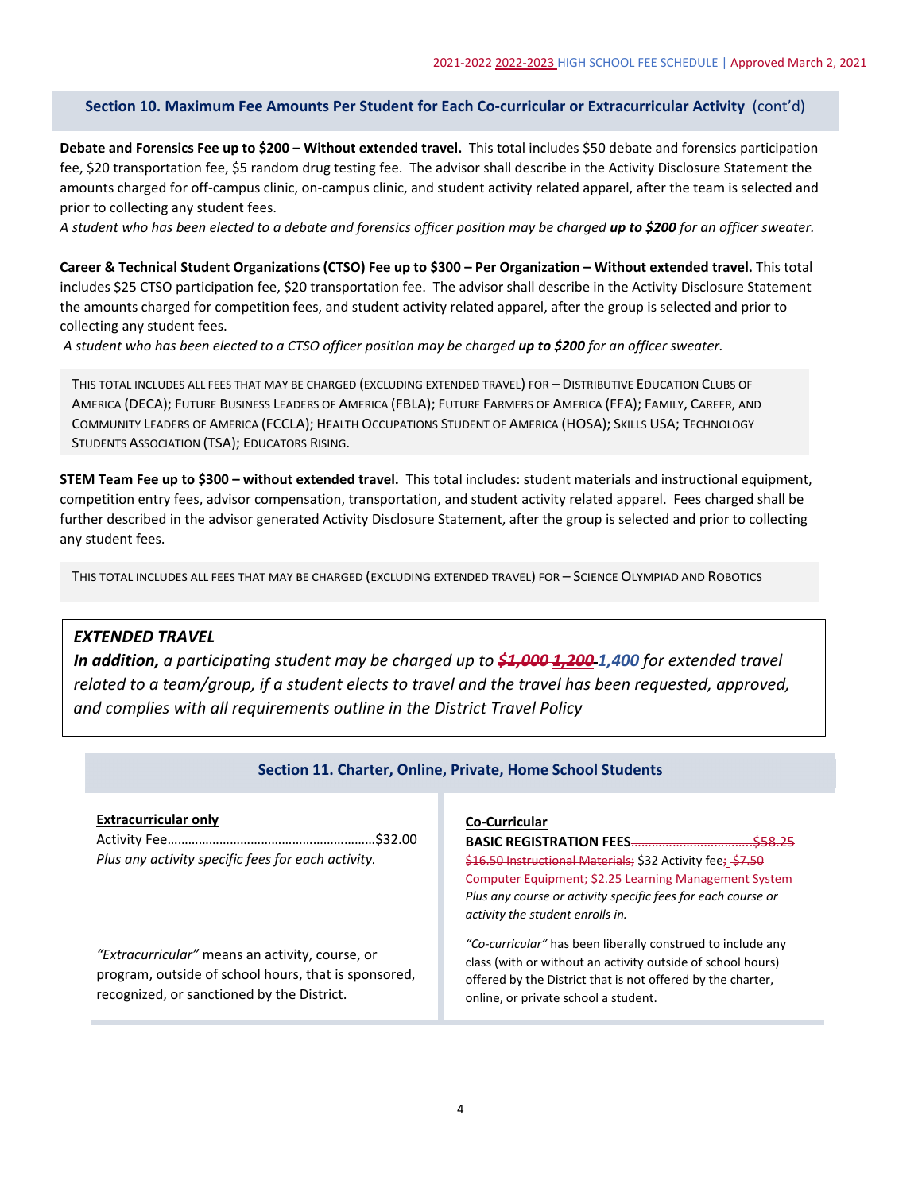## Section 10. Maximum Fee Amounts Per Student for Each Co-curricular or Extracurricular Activity (cont'd)

**Debate and Forensics Fee up to $200 – Without extended travel.** This total includes $50 debate and forensics participation fee, $20 transportation fee, $5 random drug testing fee. The advisor shall describe in the Activity Disclosure Statement the amounts charged for off-campus clinic, on-campus clinic, and student activity related apparel, after the team is selected and prior to collecting any student fees.
*A student who has been elected to a debate and forensics officer position may be charged **up to $200** for an officer sweater.*

**Career & Technical Student Organizations (CTSO) Fee up to $300 – Per Organization – Without extended travel.** This total includes $25 CTSO participation fee, $20 transportation fee. The advisor shall describe in the Activity Disclosure Statement the amounts charged for competition fees, and student activity related apparel, after the group is selected and prior to collecting any student fees.
*A student who has been elected to a CTSO officer position may be charged **up to $200** for an officer sweater.*

THIS TOTAL INCLUDES ALL FEES THAT MAY BE CHARGED (EXCLUDING EXTENDED TRAVEL) FOR – DISTRIBUTIVE EDUCATION CLUBS OF AMERICA (DECA); FUTURE BUSINESS LEADERS OF AMERICA (FBLA); FUTURE FARMERS OF AMERICA (FFA); FAMILY, CAREER, AND COMMUNITY LEADERS OF AMERICA (FCCLA); HEALTH OCCUPATIONS STUDENT OF AMERICA (HOSA); SKILLS USA; TECHNOLOGY STUDENTS ASSOCIATION (TSA); EDUCATORS RISING.

**STEM Team Fee up to $300 – without extended travel.** This total includes: student materials and instructional equipment, competition entry fees, advisor compensation, transportation, and student activity related apparel. Fees charged shall be further described in the advisor generated Activity Disclosure Statement, after the group is selected and prior to collecting any student fees.

THIS TOTAL INCLUDES ALL FEES THAT MAY BE CHARGED (EXCLUDING EXTENDED TRAVEL) FOR – SCIENCE OLYMPIAD AND ROBOTICS

***EXTENDED TRAVEL***

***In addition,*** *a participating student may be charged up to ~~**$1,000**~~ ~~**1,200**~~ **1,400** for extended travel related to a team/group, if a student elects to travel and the travel has been requested, approved, and complies with all requirements outline in the District Travel Policy*

## Section 11. Charter, Online, Private, Home School Students

**Extracurricular only**

Activity Fee……………………………………………………$32.00
*Plus any activity specific fees for each activity.*

*"Extracurricular"* means an activity, course, or program, outside of school hours, that is sponsored, recognized, or sanctioned by the District.

**Co-Curricular**

**BASIC REGISTRATION FEES**~~……………………………$58.25~~
~~$16.50 Instructional Materials;~~ $32 Activity fee~~; $7.50 Computer Equipment; $2.25 Learning Management System~~
*Plus any course or activity specific fees for each course or activity the student enrolls in.*

*"Co-curricular"* has been liberally construed to include any class (with or without an activity outside of school hours) offered by the District that is not offered by the charter, online, or private school a student.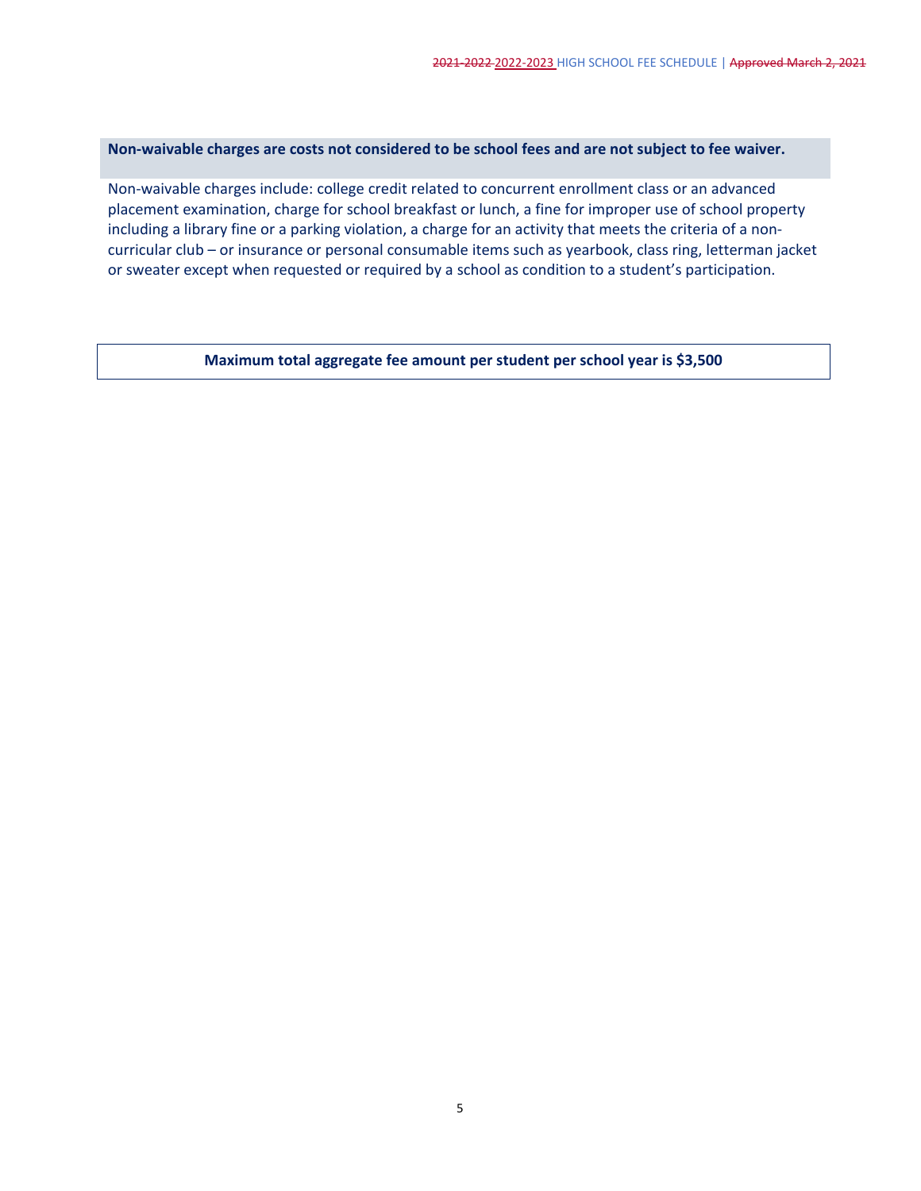**Non-waivable charges are costs not considered to be school fees and are not subject to fee waiver.**

Non-waivable charges include: college credit related to concurrent enrollment class or an advanced placement examination, charge for school breakfast or lunch, a fine for improper use of school property including a library fine or a parking violation, a charge for an activity that meets the criteria of a non-curricular club – or insurance or personal consumable items such as yearbook, class ring, letterman jacket or sweater except when requested or required by a school as condition to a student's participation.

**Maximum total aggregate fee amount per student per school year is $3,500**